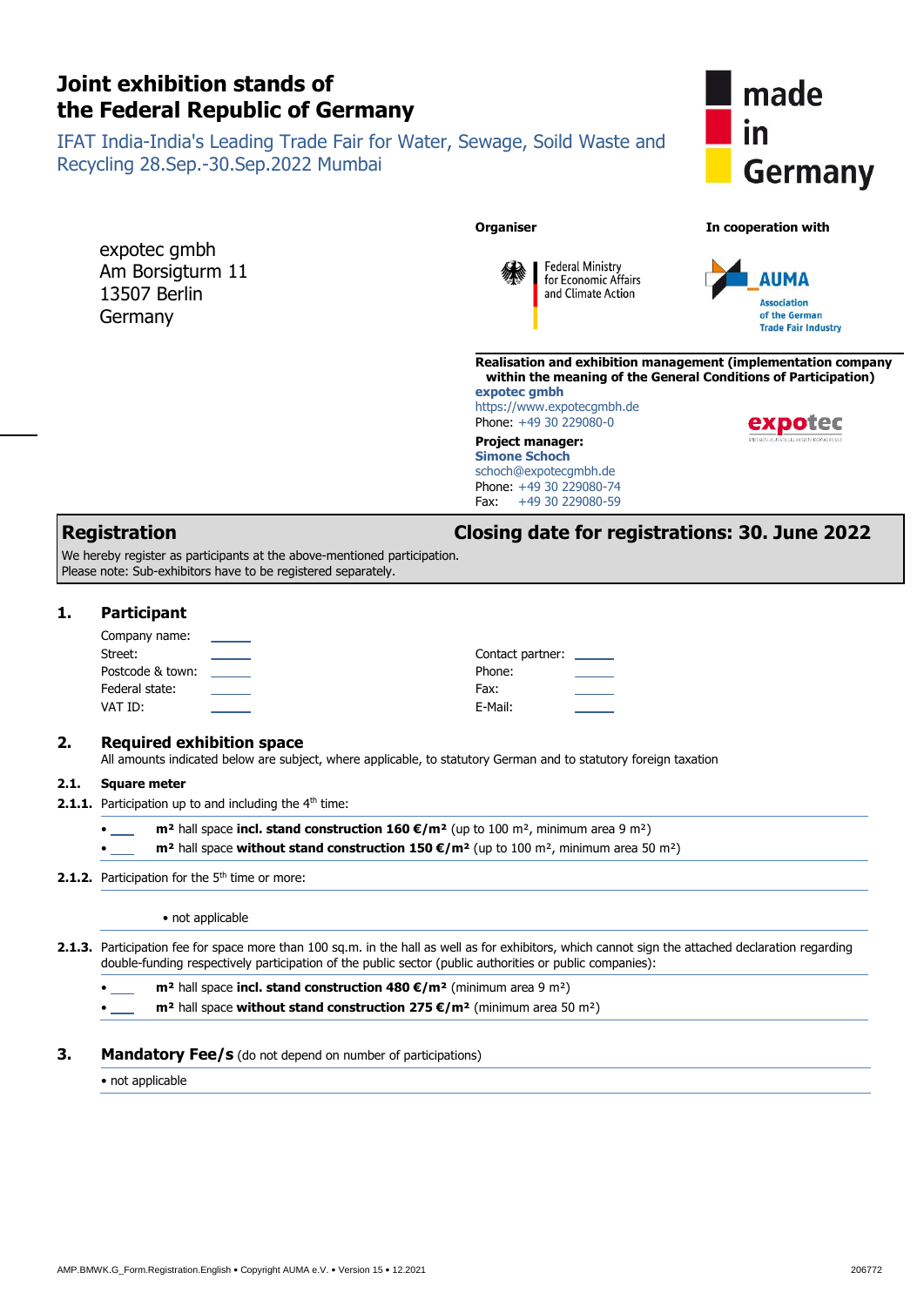# Joint exhibition stands of the Federal Republic of Germany

IFAT India-India's Leading Trade Fair for Water, Sewage, Soild Waste and Recycling 28.Sep.-30.Sep.2022 Mumbai

made in Germany

expotec gmbh
Am Borsigturm 11
13507 Berlin
Germany

**Organiser**

Federal Ministry for Economic Affairs and Climate Action

**In cooperation with**

AUMA Association of the German Trade Fair Industry

**Realisation and exhibition management (implementation company within the meaning of the General Conditions of Participation)**
**expotec gmbh**
https://www.expotecgmbh.de
Phone: +49 30 229080-0

**Project manager:**
**Simone Schoch**
schoch@expotecgmbh.de
Phone: +49 30 229080-74
Fax: +49 30 229080-59

## Registration — Closing date for registrations: 30. June 2022

We hereby register as participants at the above-mentioned participation.
Please note: Sub-exhibitors have to be registered separately.

## 1. Participant

Company name: ______
Street: ______
Postcode & town: ______
Federal state: ______
VAT ID: ______

Contact partner: ______
Phone: ______
Fax: ______
E-Mail: ______

## 2. Required exhibition space

All amounts indicated below are subject, where applicable, to statutory German and to statutory foreign taxation

### 2.1. Square meter

**2.1.1.** Participation up to and including the 4th time:

- ____ **m²** hall space **incl. stand construction 160 €/m²** (up to 100 m², minimum area 9 m²)
- ____ **m²** hall space **without stand construction 150 €/m²** (up to 100 m², minimum area 50 m²)

**2.1.2.** Participation for the 5th time or more:

- not applicable

**2.1.3.** Participation fee for space more than 100 sq.m. in the hall as well as for exhibitors, which cannot sign the attached declaration regarding double-funding respectively participation of the public sector (public authorities or public companies):

- ____ **m²** hall space **incl. stand construction 480 €/m²** (minimum area 9 m²)
- ____ **m²** hall space **without stand construction 275 €/m²** (minimum area 50 m²)

## 3. Mandatory Fee/s (do not depend on number of participations)

- not applicable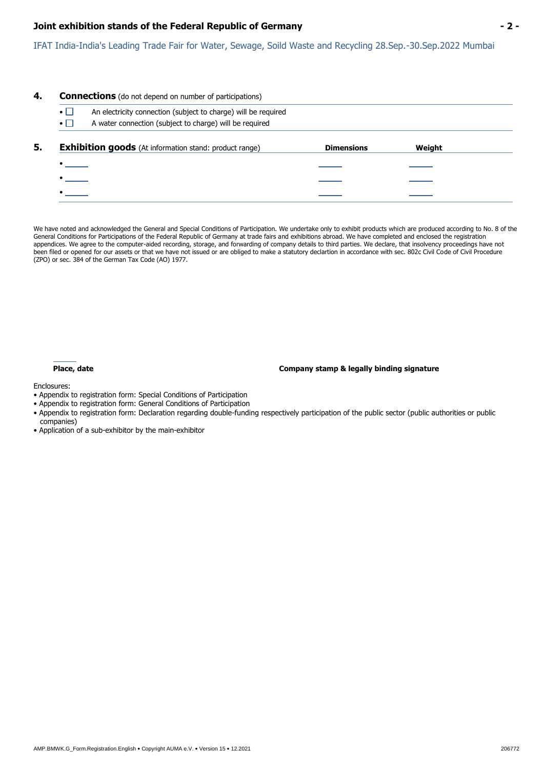## 4. Connections (do not depend on number of participations)

- ☐ An electricity connection (subject to charge) will be required
- ☐ A water connection (subject to charge) will be required

## 5. Exhibition goods (At information stand: product range)

| Exhibition goods | Dimensions | Weight |
|---|---|---|
| • ______ | ______ | ______ |
| • ______ | ______ | ______ |
| • ______ | ______ | ______ |

We have noted and acknowledged the General and Special Conditions of Participation. We undertake only to exhibit products which are produced according to No. 8 of the General Conditions for Participations of the Federal Republic of Germany at trade fairs and exhibitions abroad. We have completed and enclosed the registration appendices. We agree to the computer-aided recording, storage, and forwarding of company details to third parties. We declare, that insolvency proceedings have not been filed or opened for our assets or that we have not issued or are obliged to make a statutory declartion in accordance with sec. 802c Civil Code of Civil Procedure (ZPO) or sec. 384 of the German Tax Code (AO) 1977.

______

**Place, date** **Company stamp & legally binding signature**

Enclosures:

- Appendix to registration form: Special Conditions of Participation
- Appendix to registration form: General Conditions of Participation
- Appendix to registration form: Declaration regarding double-funding respectively participation of the public sector (public authorities or public companies)
- Application of a sub-exhibitor by the main-exhibitor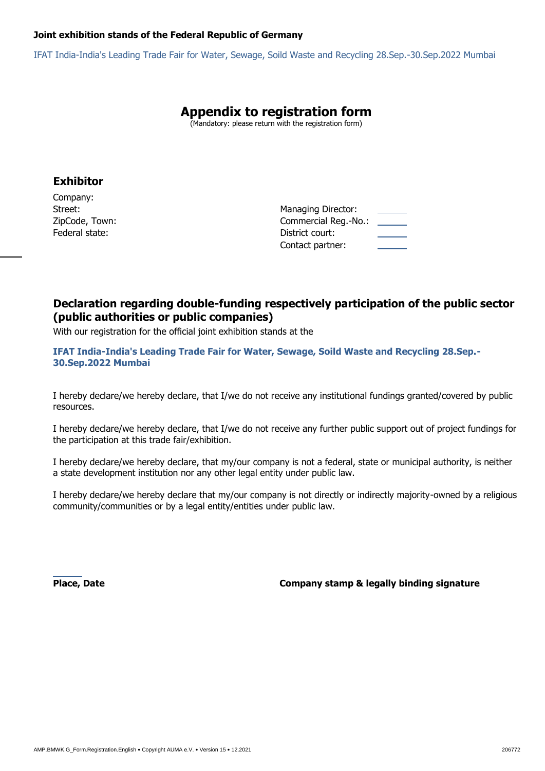**Joint exhibition stands of the Federal Republic of Germany**

IFAT India-India's Leading Trade Fair for Water, Sewage, Soild Waste and Recycling 28.Sep.-30.Sep.2022 Mumbai

# Appendix to registration form

(Mandatory: please return with the registration form)

## Exhibitor

Company:
Street:
ZipCode, Town:
Federal state:

Managing Director:
Commercial Reg.-No.:
District court:
Contact partner:

## Declaration regarding double-funding respectively participation of the public sector (public authorities or public companies)

With our registration for the official joint exhibition stands at the

**IFAT India-India's Leading Trade Fair for Water, Sewage, Soild Waste and Recycling 28.Sep.-30.Sep.2022 Mumbai**

I hereby declare/we hereby declare, that I/we do not receive any institutional fundings granted/covered by public resources.

I hereby declare/we hereby declare, that I/we do not receive any further public support out of project fundings for the participation at this trade fair/exhibition.

I hereby declare/we hereby declare, that my/our company is not a federal, state or municipal authority, is neither a state development institution nor any other legal entity under public law.

I hereby declare/we hereby declare that my/our company is not directly or indirectly majority-owned by a religious community/communities or by a legal entity/entities under public law.

**Place, Date**

**Company stamp & legally binding signature**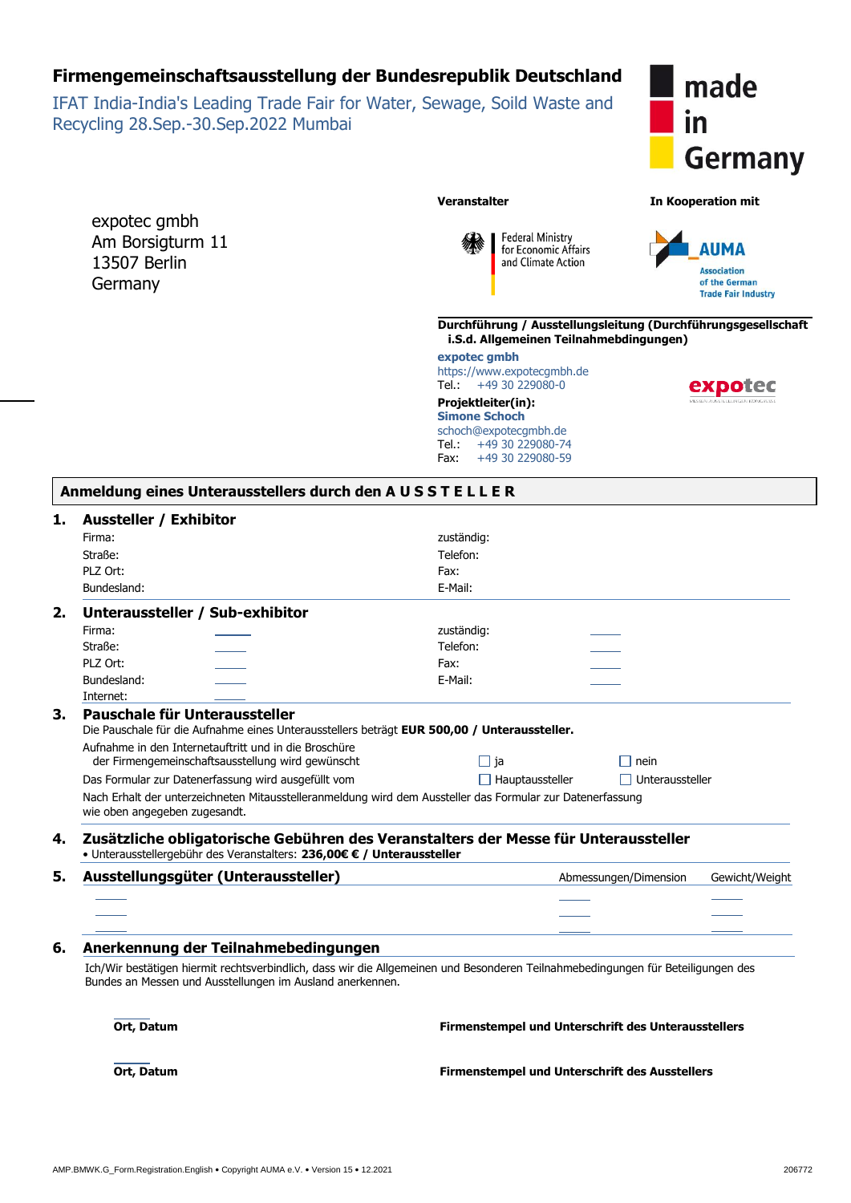# Firmengemeinschaftsausstellung der Bundesrepublik Deutschland

IFAT India-India's Leading Trade Fair for Water, Sewage, Soild Waste and Recycling 28.Sep.-30.Sep.2022 Mumbai

made in Germany

expotec gmbh
Am Borsigturm 11
13507 Berlin
Germany

**Veranstalter**

Federal Ministry for Economic Affairs and Climate Action

**In Kooperation mit**

AUMA
Association of the German Trade Fair Industry

**Durchführung / Ausstellungsleitung (Durchführungsgesellschaft i.S.d. Allgemeinen Teilnahmebedingungen)**

**expotec gmbh**
https://www.expotecgmbh.de
Tel.: +49 30 229080-0

**Projektleiter(in):**
**Simone Schoch**
schoch@expotecgmbh.de
Tel.: +49 30 229080-74
Fax: +49 30 229080-59

## Anmeldung eines Unterausstellers durch den A U S S T E L L E R

## 1. Aussteller / Exhibitor

| | |
|---|---|
| Firma: | zuständig: |
| Straße: | Telefon: |
| PLZ Ort: | Fax: |
| Bundesland: | E-Mail: |

## 2. Unteraussteller / Sub-exhibitor

| | | | |
|---|---|---|---|
| Firma: | \_\_\_\_\_ | zuständig: | \_\_\_\_\_ |
| Straße: | \_\_\_\_\_ | Telefon: | \_\_\_\_\_ |
| PLZ Ort: | \_\_\_\_\_ | Fax: | \_\_\_\_\_ |
| Bundesland: | \_\_\_\_\_ | E-Mail: | \_\_\_\_\_ |
| Internet: | \_\_\_\_\_ | | |

## 3. Pauschale für Unteraussteller

Die Pauschale für die Aufnahme eines Unterausstellers beträgt **EUR 500,00 / Unteraussteller.**

Aufnahme in den Internetauftritt und in die Broschüre der Firmengemeinschaftsausstellung wird gewünscht ☐ ja ☐ nein

Das Formular zur Datenerfassung wird ausgefüllt vom ☐ Hauptaussteller ☐ Unteraussteller

Nach Erhalt der unterzeichneten Mitausstelleranmeldung wird dem Aussteller das Formular zur Datenerfassung wie oben angegeben zugesandt.

## 4. Zusätzliche obligatorische Gebühren des Veranstalters der Messe für Unteraussteller

- Unterausstellergebühr des Veranstalters: **236,00€ € / Unteraussteller**

## 5. Ausstellungsgüter (Unteraussteller)

| | Abmessungen/Dimension | Gewicht/Weight |
|---|---|---|
| \_\_\_\_\_ | \_\_\_\_\_ | \_\_\_\_\_ |
| \_\_\_\_\_ | \_\_\_\_\_ | \_\_\_\_\_ |
| \_\_\_\_\_ | \_\_\_\_\_ | \_\_\_\_\_ |

## 6. Anerkennung der Teilnahmebedingungen

Ich/Wir bestätigen hiermit rechtsverbindlich, dass wir die Allgemeinen und Besonderen Teilnahmebedingungen für Beteiligungen des Bundes an Messen und Ausstellungen im Ausland anerkennen.

**Ort, Datum** **Firmenstempel und Unterschrift des Unterausstellers**

**Ort, Datum** **Firmenstempel und Unterschrift des Ausstellers**

AMP.BMWK.G_Form.Registration.English • Copyright AUMA e.V. • Version 15 • 12.2021 206772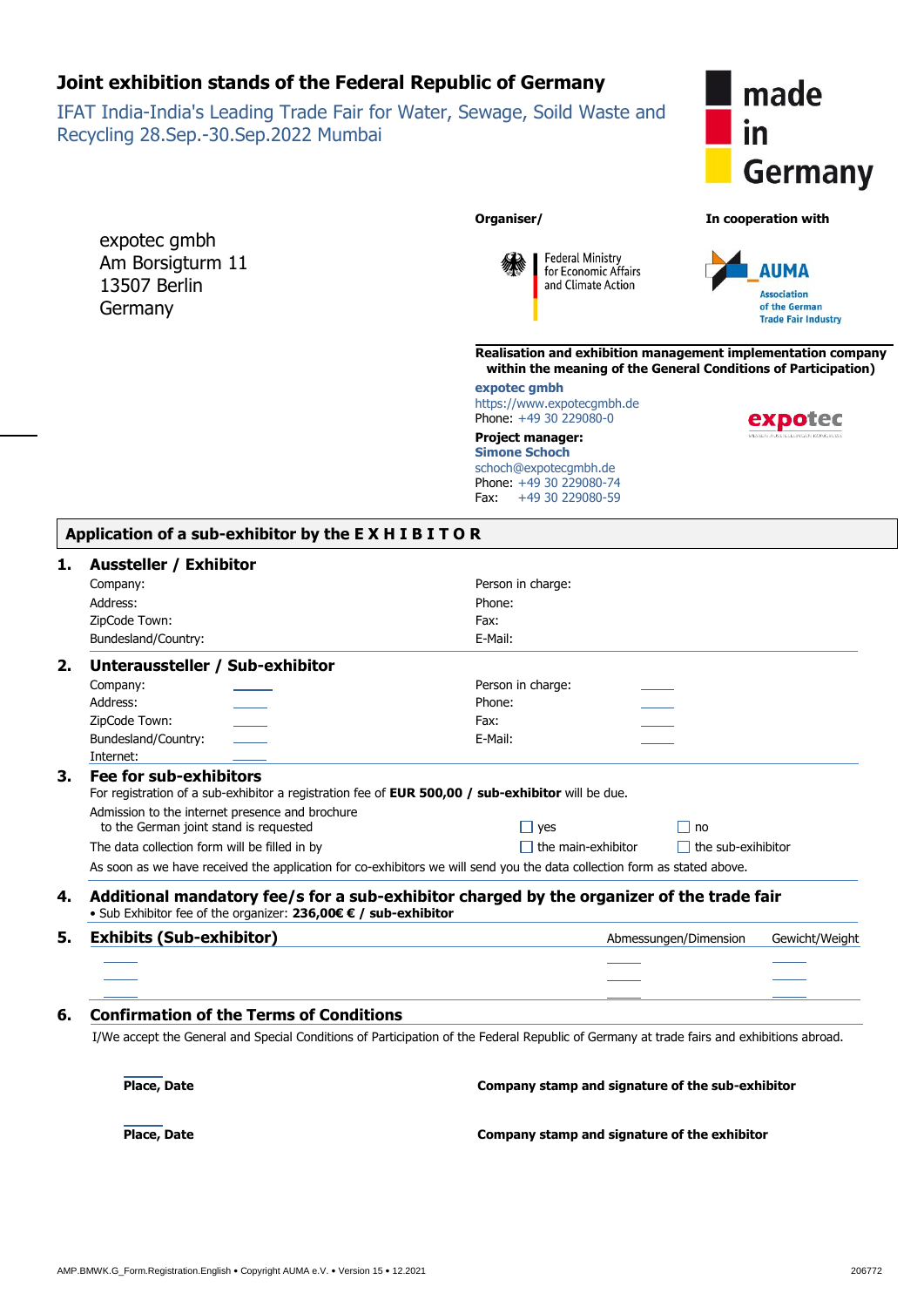# Joint exhibition stands of the Federal Republic of Germany

IFAT India-India's Leading Trade Fair for Water, Sewage, Soild Waste and Recycling 28.Sep.-30.Sep.2022 Mumbai

made in Germany

expotec gmbh
Am Borsigturm 11
13507 Berlin
Germany

**Organiser/**

Federal Ministry for Economic Affairs and Climate Action

**In cooperation with**

AUMA
Association of the German Trade Fair Industry

**Realisation and exhibition management implementation company within the meaning of the General Conditions of Participation)**

**expotec gmbh**
https://www.expotecgmbh.de
Phone: +49 30 229080-0

**Project manager:**
**Simone Schoch**
schoch@expotecgmbh.de
Phone: +49 30 229080-74
Fax: +49 30 229080-59

## Application of a sub-exhibitor by the E X H I B I T O R

### 1. Aussteller / Exhibitor

| | |
|---|---|
| Company: | Person in charge: |
| Address: | Phone: |
| ZipCode Town: | Fax: |
| Bundesland/Country: | E-Mail: |

### 2. Unteraussteller / Sub-exhibitor

| | | | |
|---|---|---|---|
| Company: | | Person in charge: | |
| Address: | | Phone: | |
| ZipCode Town: | | Fax: | |
| Bundesland/Country: | | E-Mail: | |
| Internet: | | | |

### 3. Fee for sub-exhibitors

For registration of a sub-exhibitor a registration fee of **EUR 500,00 / sub-exhibitor** will be due.

Admission to the internet presence and brochure to the German joint stand is requested ☐ yes ☐ no

The data collection form will be filled in by ☐ the main-exhibitor ☐ the sub-exhibitor

As soon as we have received the application for co-exhibitors we will send you the data collection form as stated above.

### 4. Additional mandatory fee/s for a sub-exhibitor charged by the organizer of the trade fair

• Sub Exhibitor fee of the organizer: **236,00€ € / sub-exhibitor**

### 5. Exhibits (Sub-exhibitor)

| Exhibits | Abmessungen/Dimension | Gewicht/Weight |
|---|---|---|
| | | |
| | | |
| | | |

### 6. Confirmation of the Terms of Conditions

I/We accept the General and Special Conditions of Participation of the Federal Republic of Germany at trade fairs and exhibitions abroad.

**Place, Date** **Company stamp and signature of the sub-exhibitor**

**Place, Date** **Company stamp and signature of the exhibitor**

AMP.BMWK.G_Form.Registration.English • Copyright AUMA e.V. • Version 15 • 12.2021 206772